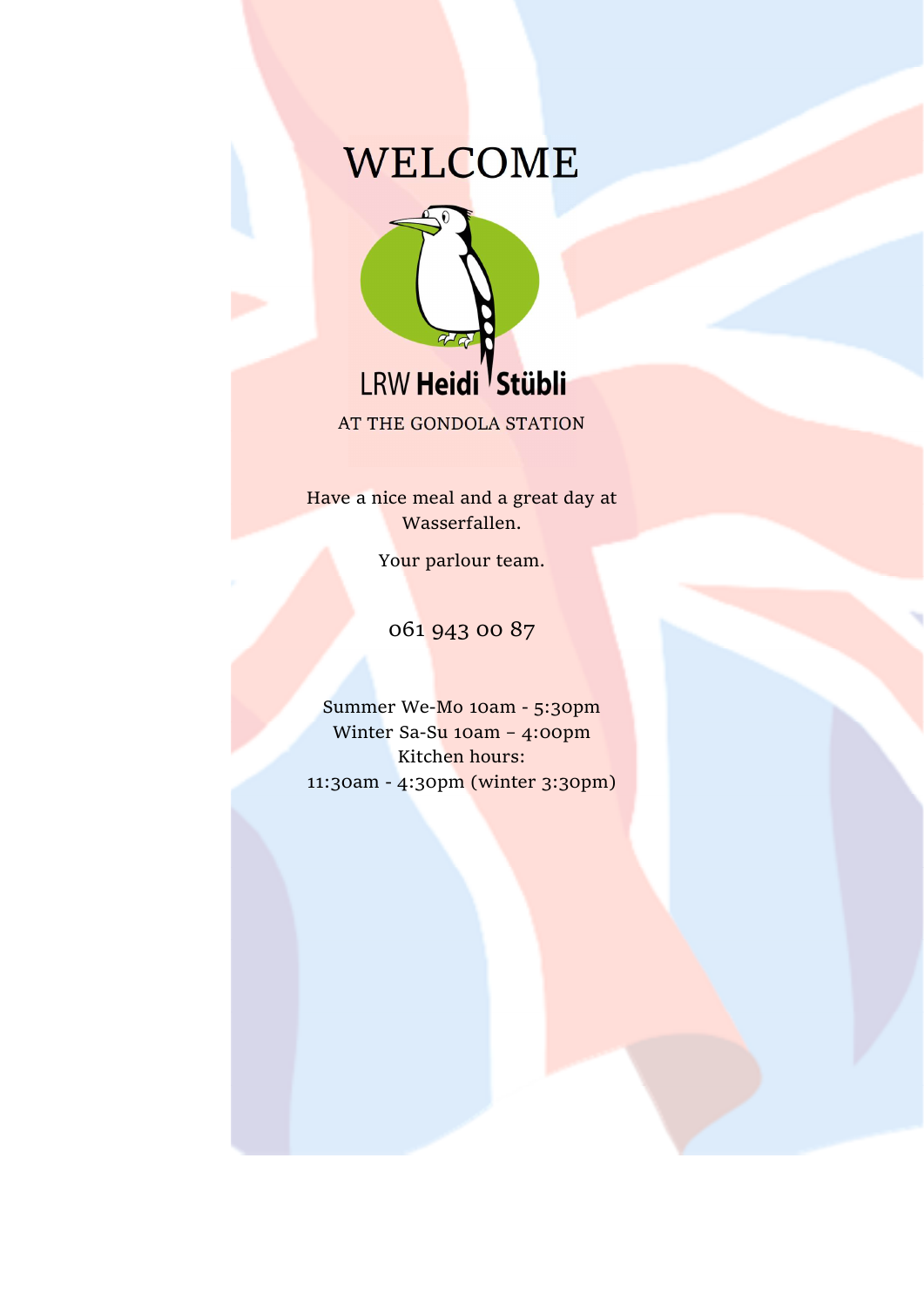# WELCOME

LRW **Heidi Stübli**

AT THE GONDOLA STATION

Have a nice meal and a great day at Wasserfallen.

Your parlour team.

061 943 00 87

Summer We-Mo 10am - 5:30pm
Winter Sa-Su 10am – 4:00pm
Kitchen hours:
11:30am - 4:30pm (winter 3:30pm)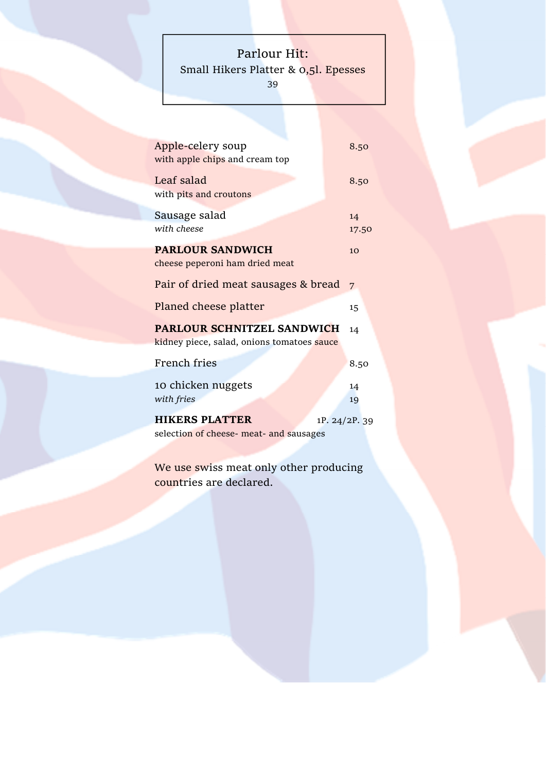**Parlour Hit:**
Small Hikers Platter & 0,5l. Epesses
39

| Item | Price |
|---|---|
| Apple-celery soup<br>with apple chips and cream top | 8.50 |
| Leaf salad<br>with pits and croutons | 8.50 |
| Sausage salad<br>*with cheese* | 14<br>17.50 |
| **PARLOUR SANDWICH**<br>cheese peperoni ham dried meat | 10 |
| Pair of dried meat sausages & bread | 7 |
| Planed cheese platter | 15 |
| **PARLOUR SCHNITZEL SANDWICH**<br>kidney piece, salad, onions tomatoes sauce | 14 |
| French fries | 8.50 |
| 10 chicken nuggets<br>*with fries* | 14<br>19 |
| **HIKERS PLATTER**<br>selection of cheese- meat- and sausages | 1P. 24/2P. 39 |

We use swiss meat only other producing countries are declared.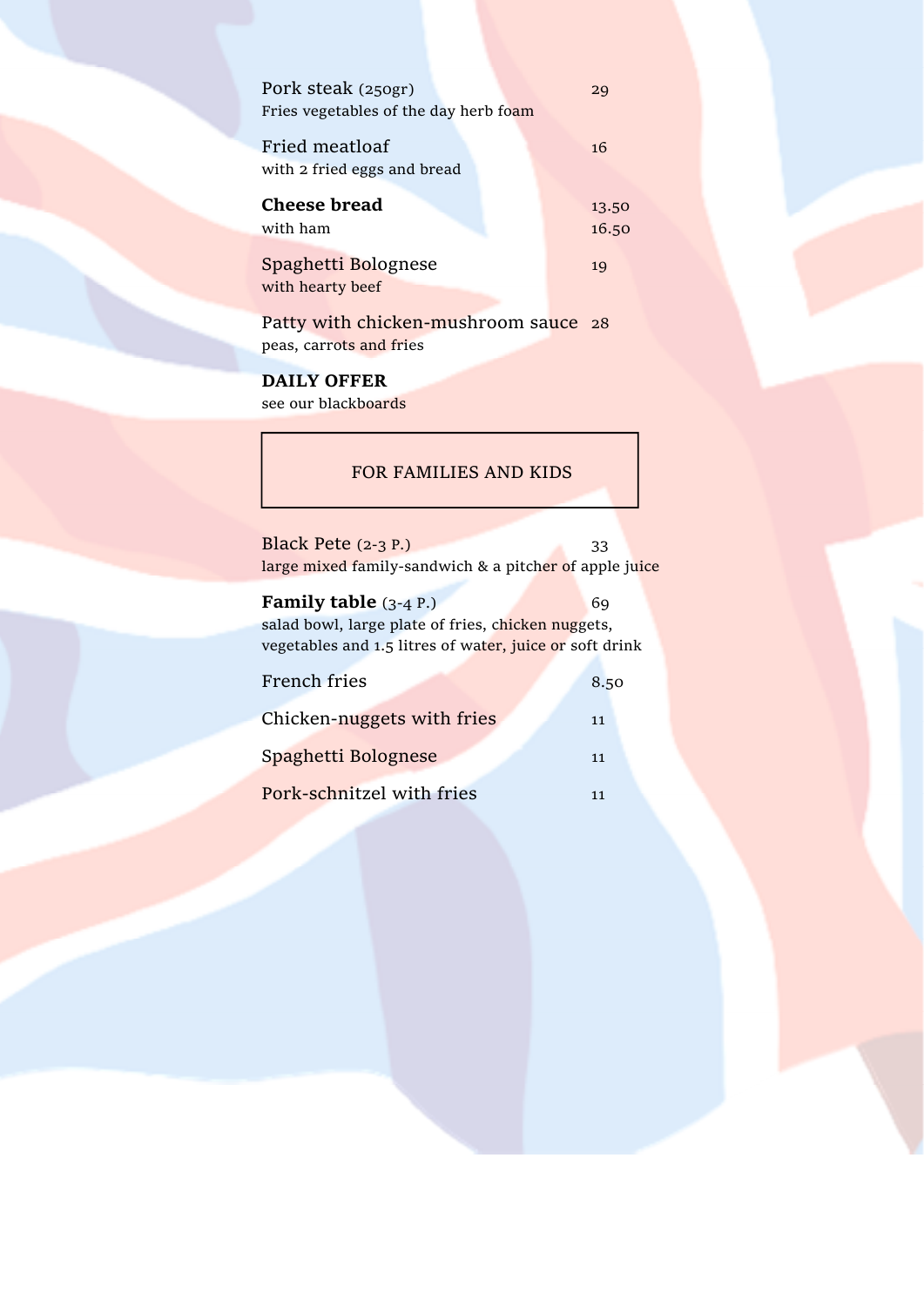Pork steak (250gr) 29
Fries vegetables of the day herb foam

Fried meatloaf 16
with 2 fried eggs and bread

**Cheese bread** 13.50
with ham 16.50

Spaghetti Bolognese 19
with hearty beef

Patty with chicken-mushroom sauce 28
peas, carrots and fries

**DAILY OFFER**
see our blackboards

## FOR FAMILIES AND KIDS

Black Pete (2-3 P.) 33
large mixed family-sandwich & a pitcher of apple juice

**Family table** (3-4 P.) 69
salad bowl, large plate of fries, chicken nuggets, vegetables and 1.5 litres of water, juice or soft drink

French fries 8.50

Chicken-nuggets with fries 11

Spaghetti Bolognese 11

Pork-schnitzel with fries 11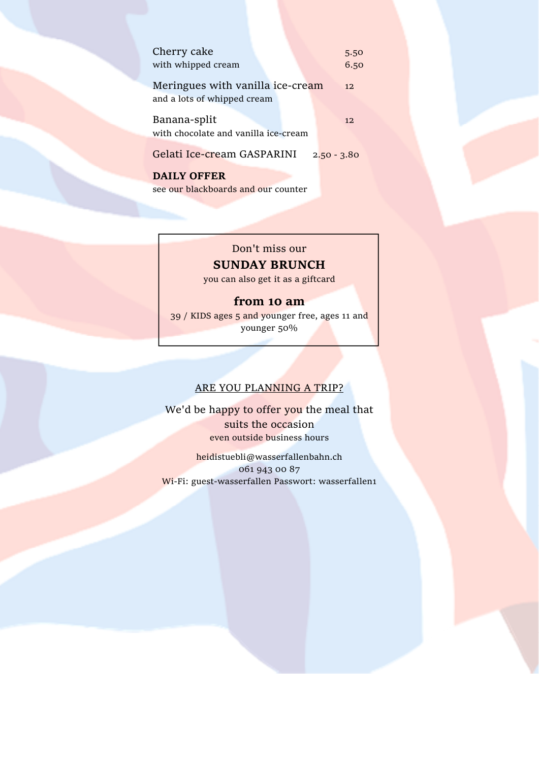| | |
|---|---|
| Cherry cake | 5.50 |
| with whipped cream | 6.50 |
| Meringues with vanilla ice-cream<br>and a lots of whipped cream | 12 |
| Banana-split<br>with chocolate and vanilla ice-cream | 12 |
| Gelati Ice-cream GASPARINI | 2.50 - 3.80 |

**DAILY OFFER**
see our blackboards and our counter

Don't miss our

**SUNDAY BRUNCH**

you can also get it as a giftcard

**from 10 am**

39 / KIDS ages 5 and younger free, ages 11 and younger 50%

ARE YOU PLANNING A TRIP?

We'd be happy to offer you the meal that suits the occasion

even outside business hours

heidistuebli@wasserfallenbahn.ch
061 943 00 87
Wi-Fi: guest-wasserfallen Passwort: wasserfallen1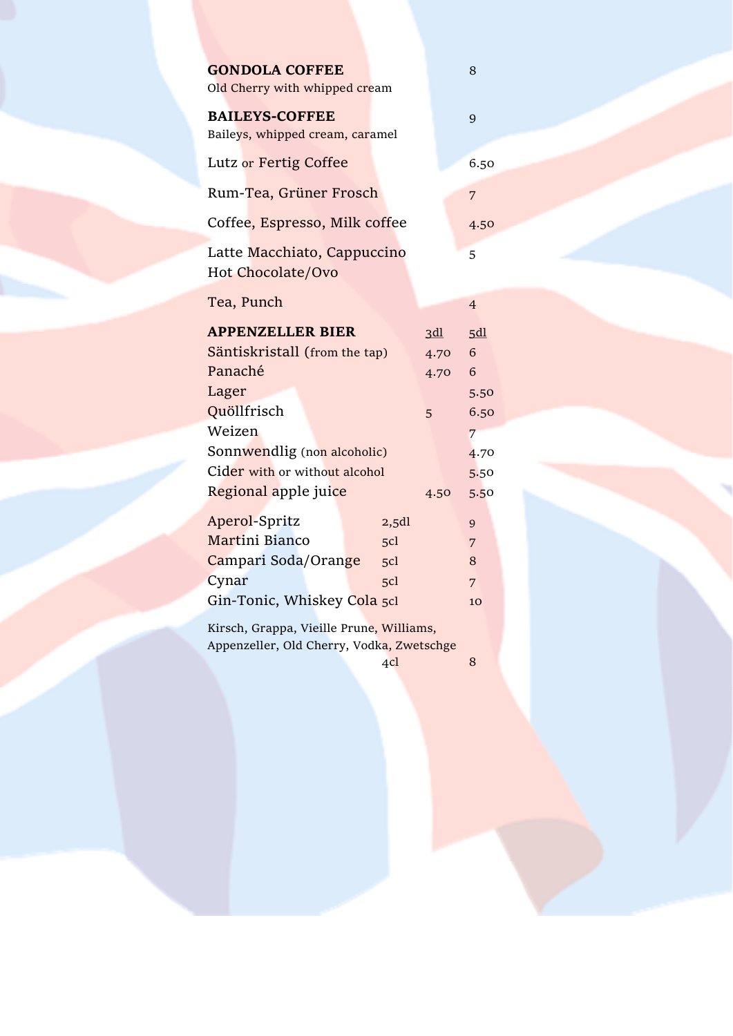**GONDOLA COFFEE** 8
Old Cherry with whipped cream

**BAILEYS-COFFEE** 9
Baileys, whipped cream, caramel

| | |
|---|---|
| Lutz or Fertig Coffee | 6.50 |
| Rum-Tea, Grüner Frosch | 7 |
| Coffee, Espresso, Milk coffee | 4.50 |
| Latte Macchiato, Cappuccino<br>Hot Chocolate/Ovo | 5 |
| Tea, Punch | 4 |

| **APPENZELLER BIER** | 3dl | 5dl |
|---|---|---|
| Säntiskristall (from the tap) | 4.70 | 6 |
| Panaché | 4.70 | 6 |
| Lager | | 5.50 |
| Quöllfrisch | 5 | 6.50 |
| Weizen | | 7 |
| Sonnwendlig (non alcoholic) | | 4.70 |
| Cider with or without alcohol | | 5.50 |
| Regional apple juice | 4.50 | 5.50 |

| | | |
|---|---|---|
| Aperol-Spritz | 2,5dl | 9 |
| Martini Bianco | 5cl | 7 |
| Campari Soda/Orange | 5cl | 8 |
| Cynar | 5cl | 7 |
| Gin-Tonic, Whiskey Cola | 5cl | 10 |
| Kirsch, Grappa, Vieille Prune, Williams, Appenzeller, Old Cherry, Vodka, Zwetschge | 4cl | 8 |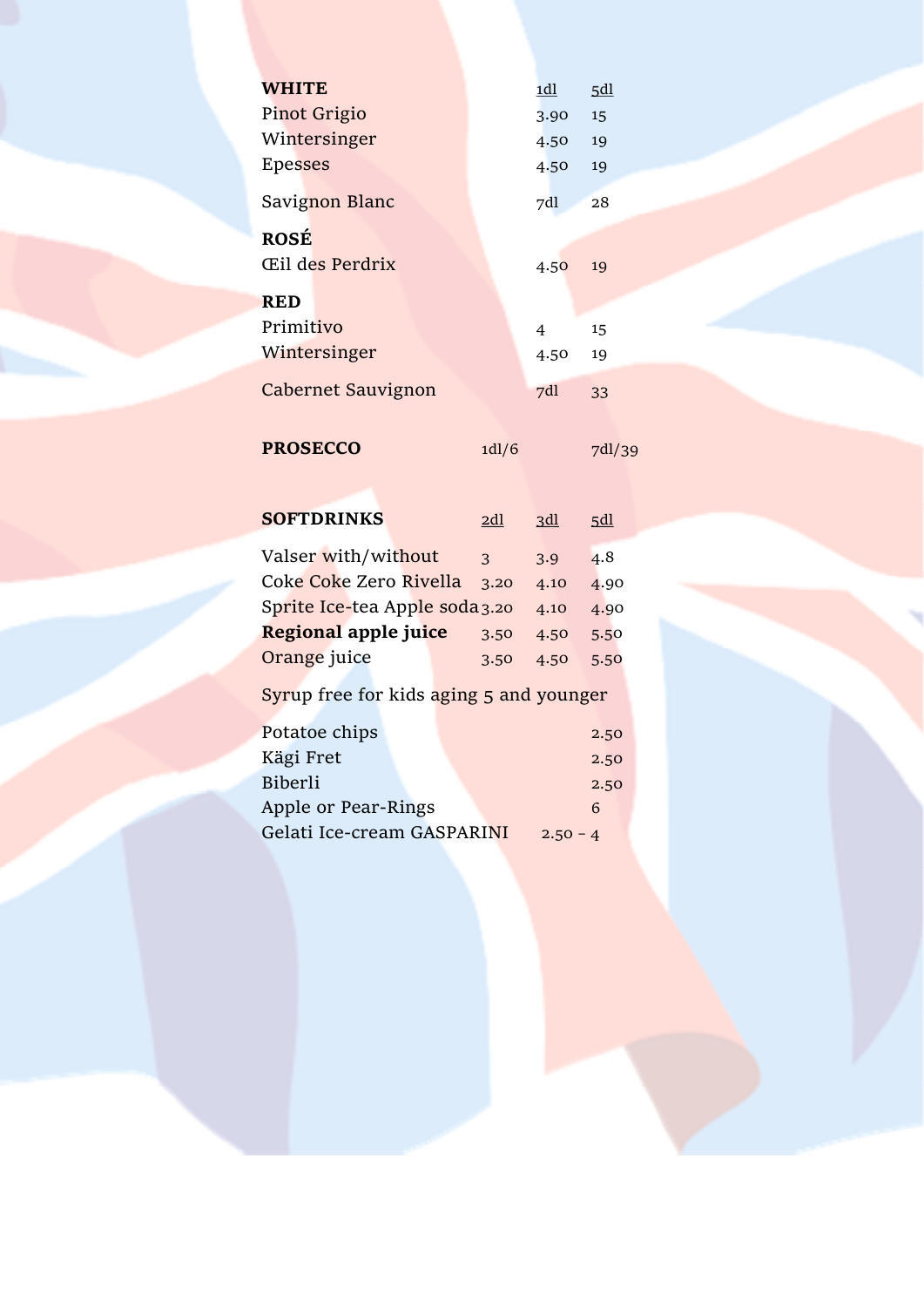| WHITE | 1dl | 5dl |
|---|---|---|
| Pinot Grigio | 3.90 | 15 |
| Wintersinger | 4.50 | 19 |
| Epesses | 4.50 | 19 |
| Savignon Blanc | 7dl | 28 |
| **ROSÉ** | | |
| Œil des Perdrix | 4.50 | 19 |
| **RED** | | |
| Primitivo | 4 | 15 |
| Wintersinger | 4.50 | 19 |
| Cabernet Sauvignon | 7dl | 33 |

**PROSECCO** 1dl/6 7dl/39

| SOFTDRINKS | 2dl | 3dl | 5dl |
|---|---|---|---|
| Valser with/without | 3 | 3.9 | 4.8 |
| Coke Coke Zero Rivella | 3.20 | 4.10 | 4.90 |
| Sprite Ice-tea Apple soda | 3.20 | 4.10 | 4.90 |
| **Regional apple juice** | 3.50 | 4.50 | 5.50 |
| Orange juice | 3.50 | 4.50 | 5.50 |

Syrup free for kids aging 5 and younger

| | |
|---|---|
| Potatoe chips | 2.50 |
| Kägi Fret | 2.50 |
| Biberli | 2.50 |
| Apple or Pear-Rings | 6 |
| Gelati Ice-cream GASPARINI | 2.50 – 4 |